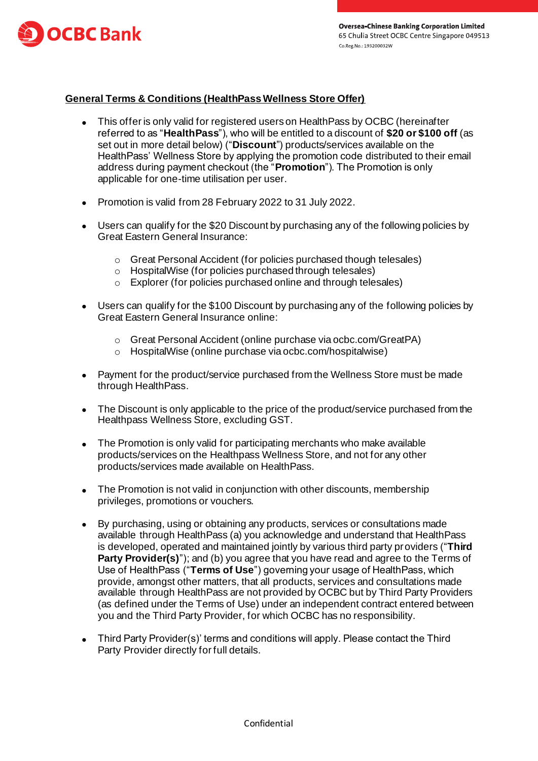OCBC Bank

**Oversea-Chinese Banking Corporation Limited**
65 Chulia Street OCBC Centre Singapore 049513
Co.Reg.No.: 193200032W

## General Terms & Conditions (HealthPass Wellness Store Offer)

- This offer is only valid for registered users on HealthPass by OCBC (hereinafter referred to as "**HealthPass**"), who will be entitled to a discount of **$20 or $100 off** (as set out in more detail below) ("**Discount**") products/services available on the HealthPass' Wellness Store by applying the promotion code distributed to their email address during payment checkout (the "**Promotion**"). The Promotion is only applicable for one-time utilisation per user.

- Promotion is valid from 28 February 2022 to 31 July 2022.

- Users can qualify for the $20 Discount by purchasing any of the following policies by Great Eastern General Insurance:
  - Great Personal Accident (for policies purchased though telesales)
  - HospitalWise (for policies purchased through telesales)
  - Explorer (for policies purchased online and through telesales)

- Users can qualify for the $100 Discount by purchasing any of the following policies by Great Eastern General Insurance online:
  - Great Personal Accident (online purchase via ocbc.com/GreatPA)
  - HospitalWise (online purchase via ocbc.com/hospitalwise)

- Payment for the product/service purchased from the Wellness Store must be made through HealthPass.

- The Discount is only applicable to the price of the product/service purchased from the Healthpass Wellness Store, excluding GST.

- The Promotion is only valid for participating merchants who make available products/services on the Healthpass Wellness Store, and not for any other products/services made available on HealthPass.

- The Promotion is not valid in conjunction with other discounts, membership privileges, promotions or vouchers.

- By purchasing, using or obtaining any products, services or consultations made available through HealthPass (a) you acknowledge and understand that HealthPass is developed, operated and maintained jointly by various third party providers ("**Third Party Provider(s)**"); and (b) you agree that you have read and agree to the Terms of Use of HealthPass ("**Terms of Use**") governing your usage of HealthPass, which provide, amongst other matters, that all products, services and consultations made available through HealthPass are not provided by OCBC but by Third Party Providers (as defined under the Terms of Use) under an independent contract entered between you and the Third Party Provider, for which OCBC has no responsibility.

- Third Party Provider(s)' terms and conditions will apply. Please contact the Third Party Provider directly for full details.

Confidential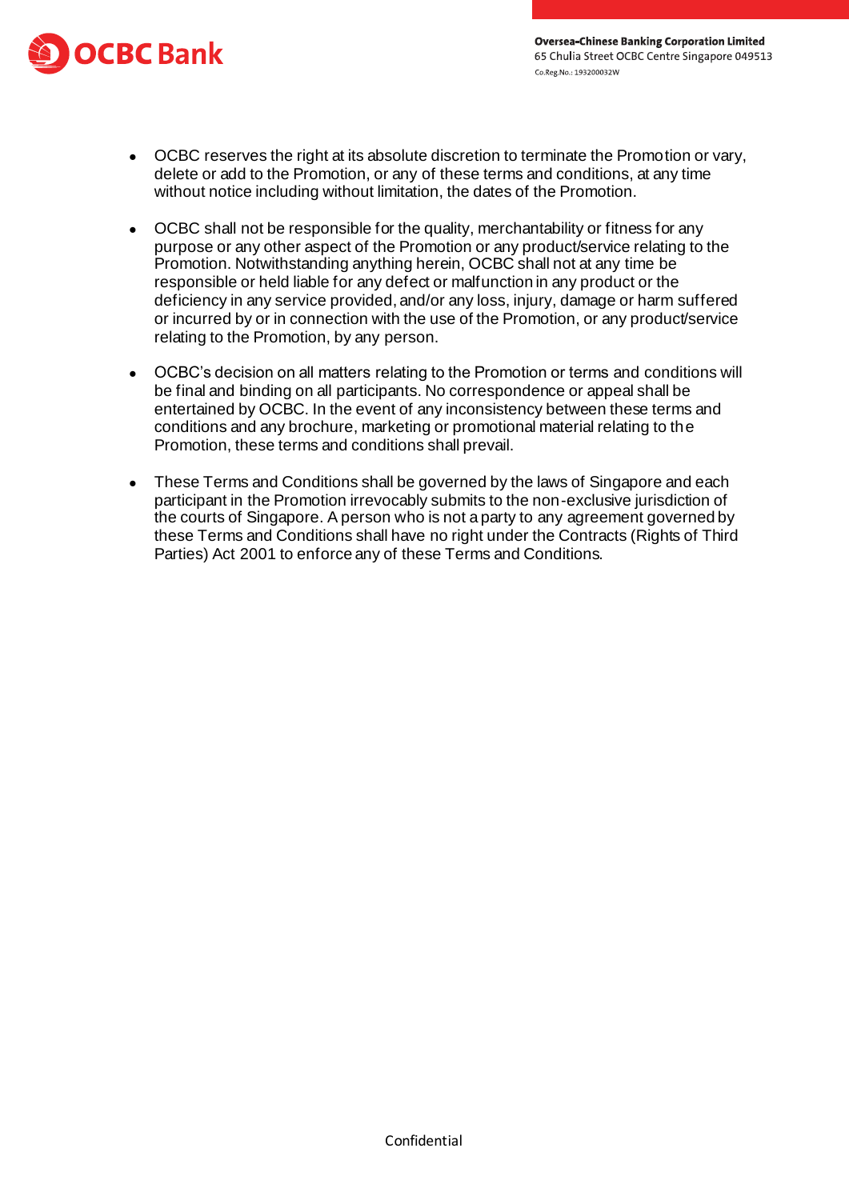- OCBC reserves the right at its absolute discretion to terminate the Promotion or vary, delete or add to the Promotion, or any of these terms and conditions, at any time without notice including without limitation, the dates of the Promotion.

- OCBC shall not be responsible for the quality, merchantability or fitness for any purpose or any other aspect of the Promotion or any product/service relating to the Promotion. Notwithstanding anything herein, OCBC shall not at any time be responsible or held liable for any defect or malfunction in any product or the deficiency in any service provided, and/or any loss, injury, damage or harm suffered or incurred by or in connection with the use of the Promotion, or any product/service relating to the Promotion, by any person.

- OCBC's decision on all matters relating to the Promotion or terms and conditions will be final and binding on all participants. No correspondence or appeal shall be entertained by OCBC. In the event of any inconsistency between these terms and conditions and any brochure, marketing or promotional material relating to the Promotion, these terms and conditions shall prevail.

- These Terms and Conditions shall be governed by the laws of Singapore and each participant in the Promotion irrevocably submits to the non-exclusive jurisdiction of the courts of Singapore. A person who is not a party to any agreement governed by these Terms and Conditions shall have no right under the Contracts (Rights of Third Parties) Act 2001 to enforce any of these Terms and Conditions.